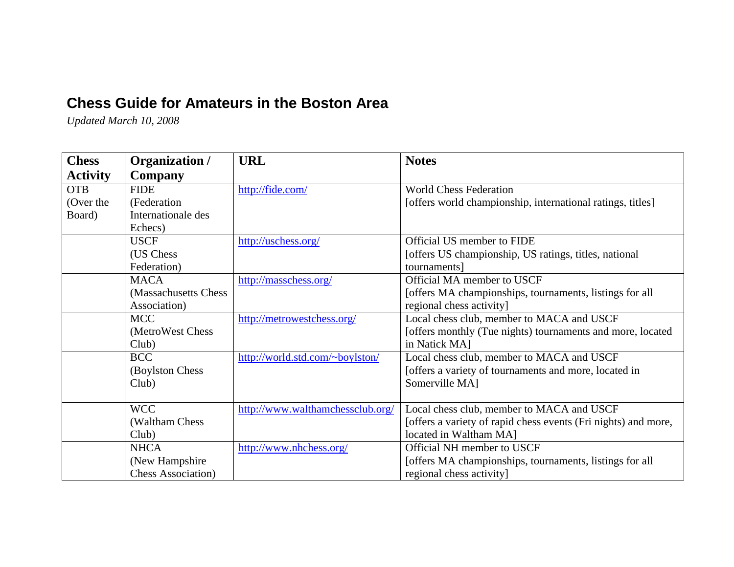# Chess Guide for Amateurs in the Boston Area

*Updated March 10, 2008*

| Chess Activity | Organization / Company | URL | Notes |
|---|---|---|---|
| OTB (Over the Board) | FIDE (Federation Internationale des Echecs) | http://fide.com/ | World Chess Federation<br>[offers world championship, international ratings, titles] |
| | USCF (US Chess Federation) | http://uschess.org/ | Official US member to FIDE<br>[offers US championship, US ratings, titles, national tournaments] |
| | MACA (Massachusetts Chess Association) | http://masschess.org/ | Official MA member to USCF<br>[offers MA championships, tournaments, listings for all regional chess activity] |
| | MCC (MetroWest Chess Club) | http://metrowestchess.org/ | Local chess club, member to MACA and USCF<br>[offers monthly (Tue nights) tournaments and more, located in Natick MA] |
| | BCC (Boylston Chess Club) | http://world.std.com/~boylston/ | Local chess club, member to MACA and USCF<br>[offers a variety of tournaments and more, located in Somerville MA] |
| | WCC (Waltham Chess Club) | http://www.walthamchessclub.org/ | Local chess club, member to MACA and USCF<br>[offers a variety of rapid chess events (Fri nights) and more, located in Waltham MA] |
| | NHCA (New Hampshire Chess Association) | http://www.nhchess.org/ | Official NH member to USCF<br>[offers MA championships, tournaments, listings for all regional chess activity] |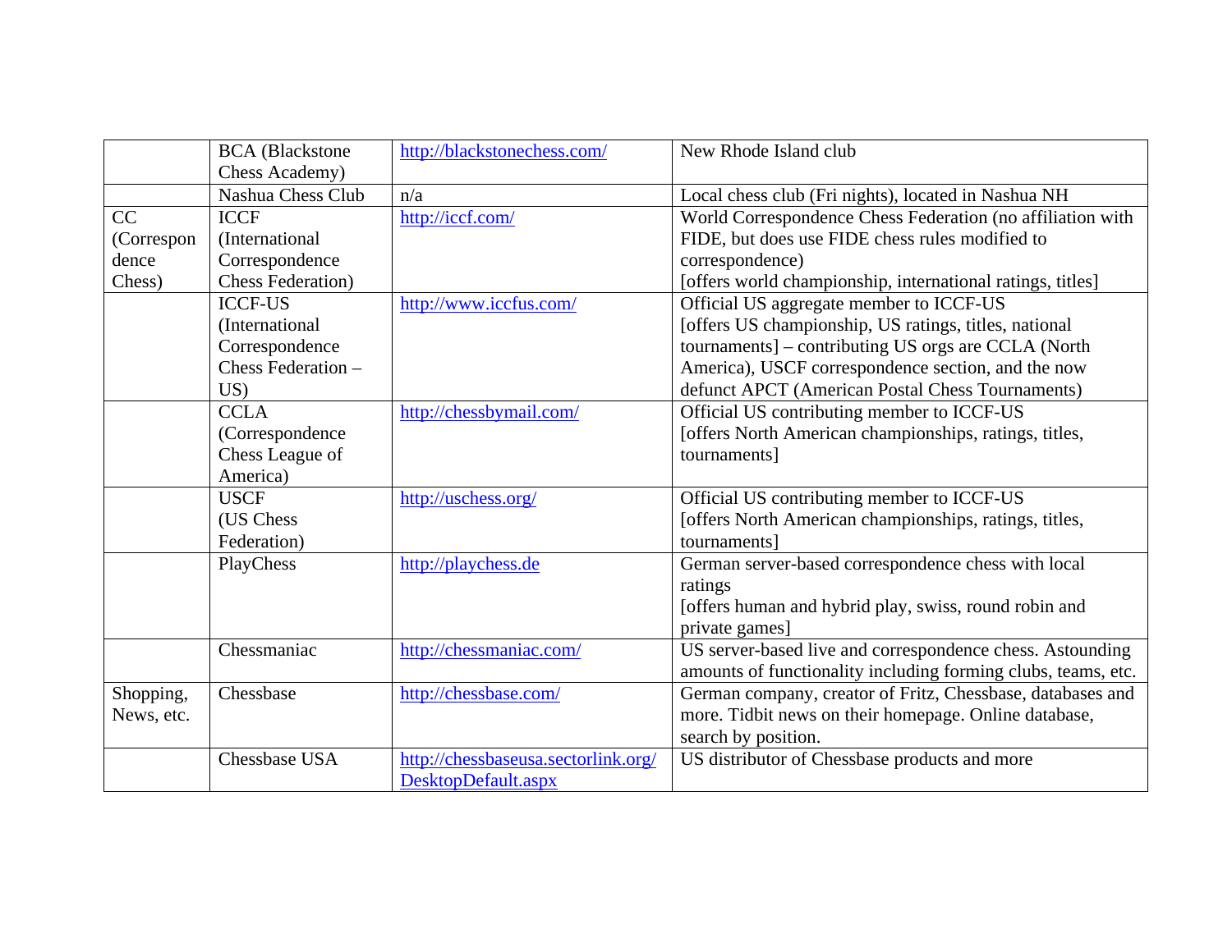| | | | |
|---|---|---|---|
| | BCA (Blackstone Chess Academy) | http://blackstonechess.com/ | New Rhode Island club |
| | Nashua Chess Club | n/a | Local chess club (Fri nights), located in Nashua NH |
| CC (Correspondence Chess) | ICCF (International Correspondence Chess Federation) | http://iccf.com/ | World Correspondence Chess Federation (no affiliation with FIDE, but does use FIDE chess rules modified to correspondence)<br>[offers world championship, international ratings, titles] |
| | ICCF-US (International Correspondence Chess Federation – US) | http://www.iccfus.com/ | Official US aggregate member to ICCF-US<br>[offers US championship, US ratings, titles, national tournaments] – contributing US orgs are CCLA (North America), USCF correspondence section, and the now defunct APCT (American Postal Chess Tournaments) |
| | CCLA (Correspondence Chess League of America) | http://chessbymail.com/ | Official US contributing member to ICCF-US<br>[offers North American championships, ratings, titles, tournaments] |
| | USCF (US Chess Federation) | http://uschess.org/ | Official US contributing member to ICCF-US<br>[offers North American championships, ratings, titles, tournaments] |
| | PlayChess | http://playchess.de | German server-based correspondence chess with local ratings<br>[offers human and hybrid play, swiss, round robin and private games] |
| | Chessmaniac | http://chessmaniac.com/ | US server-based live and correspondence chess. Astounding amounts of functionality including forming clubs, teams, etc. |
| Shopping, News, etc. | Chessbase | http://chessbase.com/ | German company, creator of Fritz, Chessbase, databases and more. Tidbit news on their homepage. Online database, search by position. |
| | Chessbase USA | http://chessbaseusa.sectorlink.org/DesktopDefault.aspx | US distributor of Chessbase products and more |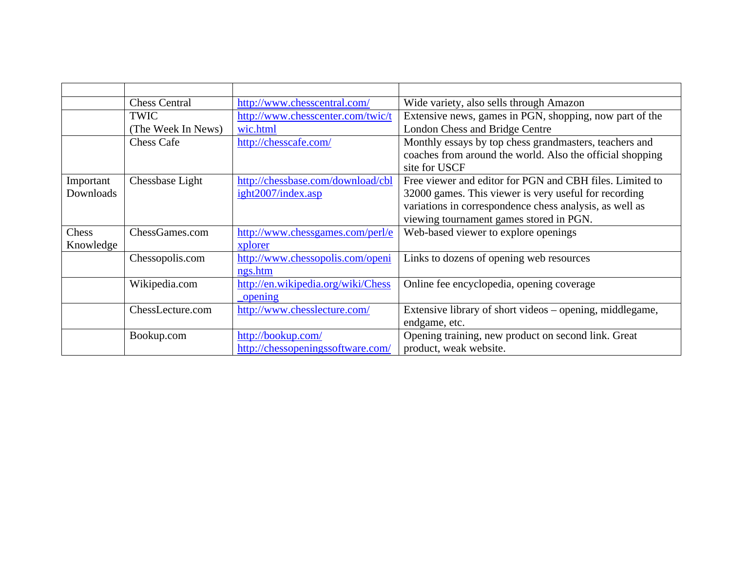| | | | |
|---|---|---|---|
| | | | |
| | Chess Central | http://www.chesscentral.com/ | Wide variety, also sells through Amazon |
| | TWIC (The Week In News) | http://www.chesscenter.com/twic/twic.html | Extensive news, games in PGN, shopping, now part of the London Chess and Bridge Centre |
| | Chess Cafe | http://chesscafe.com/ | Monthly essays by top chess grandmasters, teachers and coaches from around the world. Also the official shopping site for USCF |
| Important Downloads | Chessbase Light | http://chessbase.com/download/cblight2007/index.asp | Free viewer and editor for PGN and CBH files. Limited to 32000 games. This viewer is very useful for recording variations in correspondence chess analysis, as well as viewing tournament games stored in PGN. |
| Chess Knowledge | ChessGames.com | http://www.chessgames.com/perl/explorer | Web-based viewer to explore openings |
| | Chessopolis.com | http://www.chessopolis.com/openings.htm | Links to dozens of opening web resources |
| | Wikipedia.com | http://en.wikipedia.org/wiki/Chess_opening | Online fee encyclopedia, opening coverage |
| | ChessLecture.com | http://www.chesslecture.com/ | Extensive library of short videos – opening, middlegame, endgame, etc. |
| | Bookup.com | http://bookup.com/ http://chessopeningssoftware.com/ | Opening training, new product on second link. Great product, weak website. |